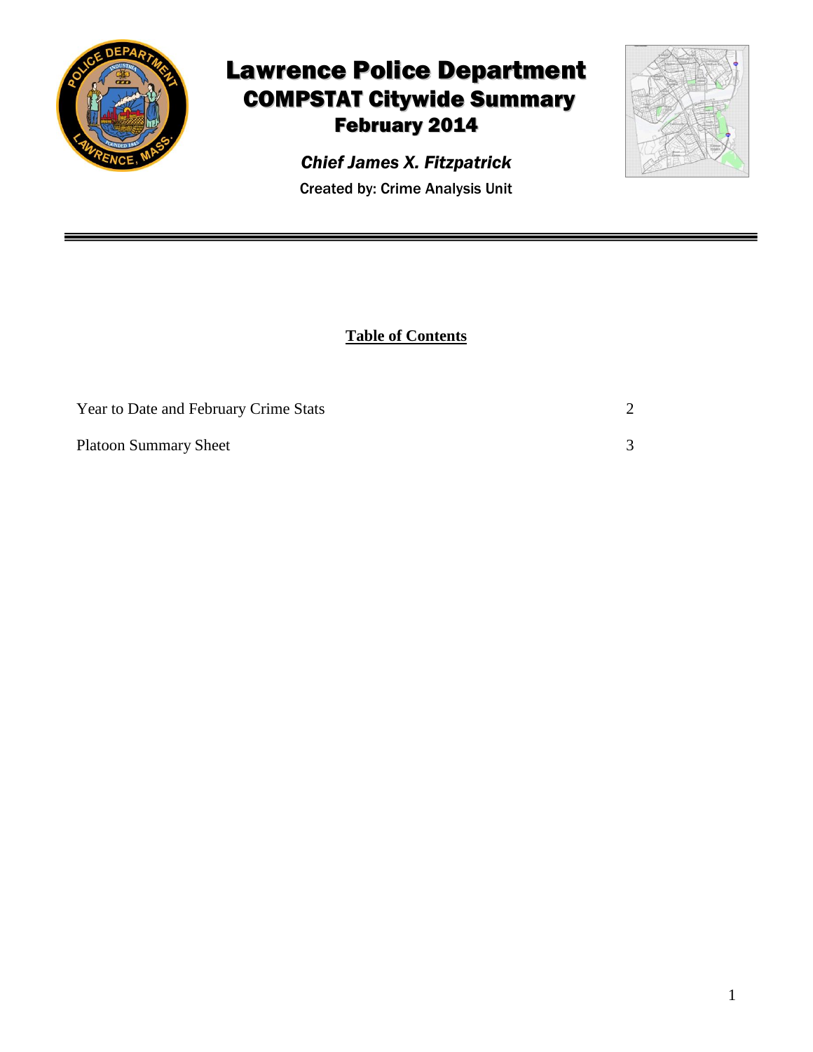# Lawrence Police Department

## COMPSTAT Citywide Summary

## February 2014

***Chief James X. Fitzpatrick***

Created by: Crime Analysis Unit

---

**Table of Contents**

| | |
|---|---|
| Year to Date and February Crime Stats | 2 |
| Platoon Summary Sheet | 3 |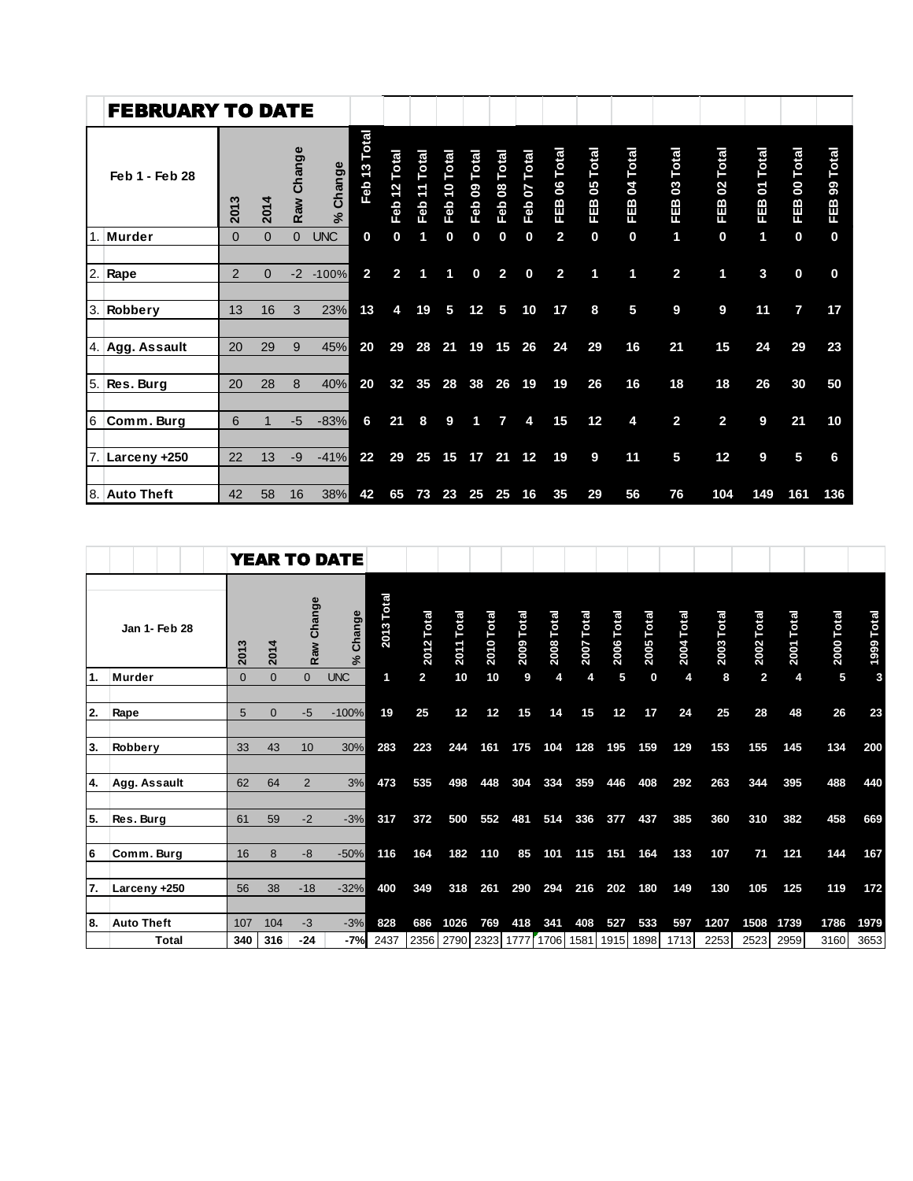## FEBRUARY TO DATE

| Feb 1 - Feb 28 | 2013 | 2014 | Raw Change | % Change | Feb 13 Total | Feb 12 Total | Feb 11 Total | Feb 10 Total | Feb 09 Total | Feb 08 Total | Feb 07 Total | FEB 06 Total | FEB 05 Total | FEB 04 Total | FEB 03 Total | FEB 02 Total | FEB 01 Total | FEB 00 Total | FEB 99 Total |
|---|---|---|---|---|---|---|---|---|---|---|---|---|---|---|---|---|---|---|---|
| 1. Murder | 0 | 0 | 0 | UNC | 0 | 0 | 1 | 0 | 0 | 0 | 0 | 2 | 0 | 0 | 1 | 0 | 1 | 0 | 0 |
| 2. Rape | 2 | 0 | -2 | -100% | 2 | 2 | 1 | 1 | 0 | 2 | 0 | 2 | 1 | 1 | 2 | 1 | 3 | 0 | 0 |
| 3. Robbery | 13 | 16 | 3 | 23% | 13 | 4 | 19 | 5 | 12 | 5 | 10 | 17 | 8 | 5 | 9 | 9 | 11 | 7 | 17 |
| 4. Agg. Assault | 20 | 29 | 9 | 45% | 20 | 29 | 28 | 21 | 19 | 15 | 26 | 24 | 29 | 16 | 21 | 15 | 24 | 29 | 23 |
| 5. Res. Burg | 20 | 28 | 8 | 40% | 20 | 32 | 35 | 28 | 38 | 26 | 19 | 19 | 26 | 16 | 18 | 18 | 26 | 30 | 50 |
| 6 Comm. Burg | 6 | 1 | -5 | -83% | 6 | 21 | 8 | 9 | 1 | 7 | 4 | 15 | 12 | 4 | 2 | 2 | 9 | 21 | 10 |
| 7. Larceny +250 | 22 | 13 | -9 | -41% | 22 | 29 | 25 | 15 | 17 | 21 | 12 | 19 | 9 | 11 | 5 | 12 | 9 | 5 | 6 |
| 8. Auto Theft | 42 | 58 | 16 | 38% | 42 | 65 | 73 | 23 | 25 | 25 | 16 | 35 | 29 | 56 | 76 | 104 | 149 | 161 | 136 |

## YEAR TO DATE

| Jan 1- Feb 28 | 2013 | 2014 | Raw Change | % Change | 2013 Total | 2012 Total | 2011 Total | 2010 Total | 2009 Total | 2008 Total | 2007 Total | 2006 Total | 2005 Total | 2004 Total | 2003 Total | 2002 Total | 2001 Total | 2000 Total | 1999 Total |
|---|---|---|---|---|---|---|---|---|---|---|---|---|---|---|---|---|---|---|---|
| 1. Murder | 0 | 0 | 0 | UNC | 1 | 2 | 10 | 10 | 9 | 4 | 4 | 5 | 0 | 4 | 8 | 2 | 4 | 5 | 3 |
| 2. Rape | 5 | 0 | -5 | -100% | 19 | 25 | 12 | 12 | 15 | 14 | 15 | 12 | 17 | 24 | 25 | 28 | 48 | 26 | 23 |
| 3. Robbery | 33 | 43 | 10 | 30% | 283 | 223 | 244 | 161 | 175 | 104 | 128 | 195 | 159 | 129 | 153 | 155 | 145 | 134 | 200 |
| 4. Agg. Assault | 62 | 64 | 2 | 3% | 473 | 535 | 498 | 448 | 304 | 334 | 359 | 446 | 408 | 292 | 263 | 344 | 395 | 488 | 440 |
| 5. Res. Burg | 61 | 59 | -2 | -3% | 317 | 372 | 500 | 552 | 481 | 514 | 336 | 377 | 437 | 385 | 360 | 310 | 382 | 458 | 669 |
| 6 Comm. Burg | 16 | 8 | -8 | -50% | 116 | 164 | 182 | 110 | 85 | 101 | 115 | 151 | 164 | 133 | 107 | 71 | 121 | 144 | 167 |
| 7. Larceny +250 | 56 | 38 | -18 | -32% | 400 | 349 | 318 | 261 | 290 | 294 | 216 | 202 | 180 | 149 | 130 | 105 | 125 | 119 | 172 |
| 8. Auto Theft | 107 | 104 | -3 | -3% | 828 | 686 | 1026 | 769 | 418 | 341 | 408 | 527 | 533 | 597 | 1207 | 1508 | 1739 | 1786 | 1979 |
| Total | 340 | 316 | -24 | -7% | 2437 | 2356 | 2790 | 2323 | 1777 | 1706 | 1581 | 1915 | 1898 | 1713 | 2253 | 2523 | 2959 | 3160 | 3653 |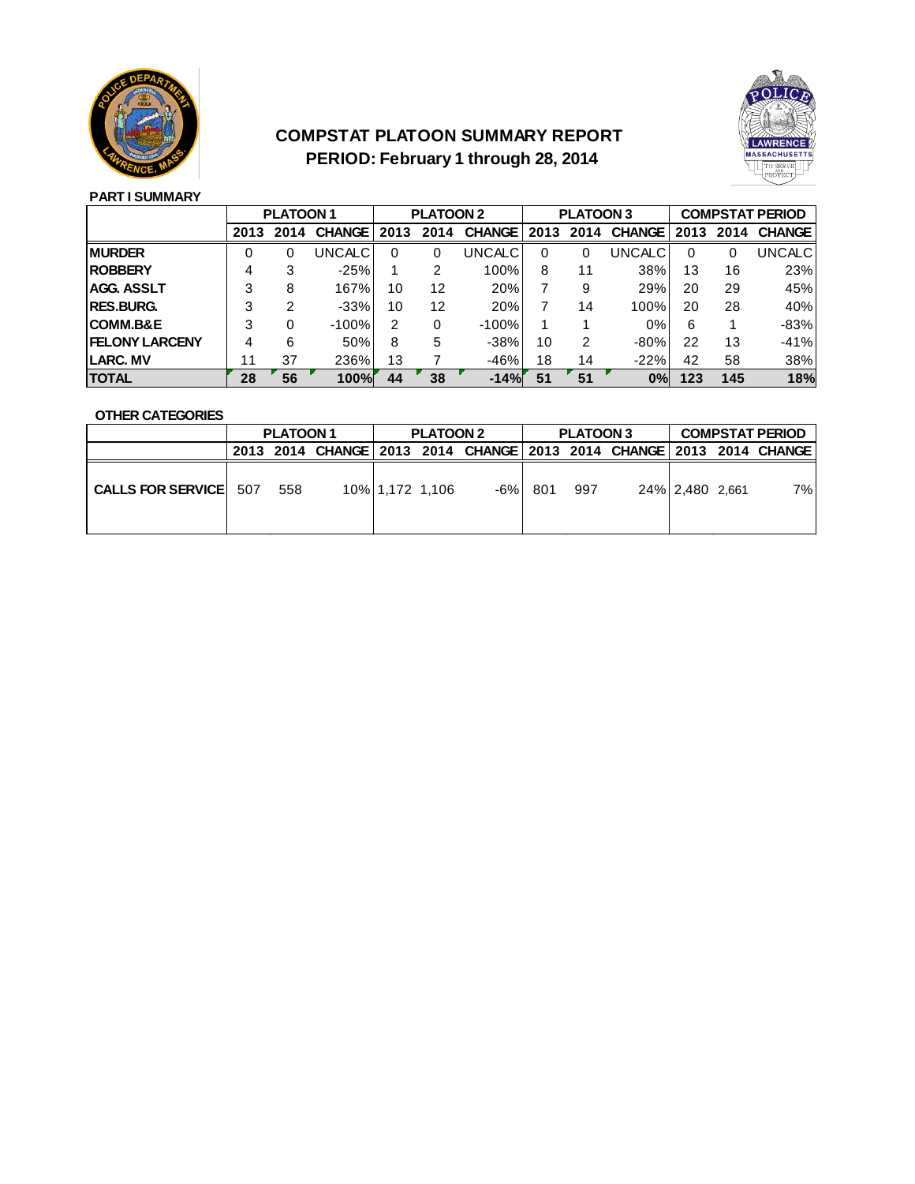# COMPSTAT PLATOON SUMMARY REPORT
## PERIOD: February 1 through 28, 2014

**PART I SUMMARY**

| | PLATOON 1 | | | PLATOON 2 | | | PLATOON 3 | | | COMPSTAT PERIOD | | |
|---|---|---|---|---|---|---|---|---|---|---|---|---|
| | 2013 | 2014 | CHANGE | 2013 | 2014 | CHANGE | 2013 | 2014 | CHANGE | 2013 | 2014 | CHANGE |
| **MURDER** | 0 | 0 | UNCALC | 0 | 0 | UNCALC | 0 | 0 | UNCALC | 0 | 0 | UNCALC |
| **ROBBERY** | 4 | 3 | -25% | 1 | 2 | 100% | 8 | 11 | 38% | 13 | 16 | 23% |
| **AGG. ASSLT** | 3 | 8 | 167% | 10 | 12 | 20% | 7 | 9 | 29% | 20 | 29 | 45% |
| **RES.BURG.** | 3 | 2 | -33% | 10 | 12 | 20% | 7 | 14 | 100% | 20 | 28 | 40% |
| **COMM.B&E** | 3 | 0 | -100% | 2 | 0 | -100% | 1 | 1 | 0% | 6 | 1 | -83% |
| **FELONY LARCENY** | 4 | 6 | 50% | 8 | 5 | -38% | 10 | 2 | -80% | 22 | 13 | -41% |
| **LARC. MV** | 11 | 37 | 236% | 13 | 7 | -46% | 18 | 14 | -22% | 42 | 58 | 38% |
| **TOTAL** | **28** | **56** | **100%** | **44** | **38** | **-14%** | **51** | **51** | **0%** | **123** | **145** | **18%** |

**OTHER CATEGORIES**

| | PLATOON 1 | | | PLATOON 2 | | | PLATOON 3 | | | COMPSTAT PERIOD | | |
|---|---|---|---|---|---|---|---|---|---|---|---|---|
| | 2013 | 2014 | CHANGE | 2013 | 2014 | CHANGE | 2013 | 2014 | CHANGE | 2013 | 2014 | CHANGE |
| **CALLS FOR SERVICE** | 507 | 558 | 10% | 1,172 | 1,106 | -6% | 801 | 997 | 24% | 2,480 | 2,661 | 7% |